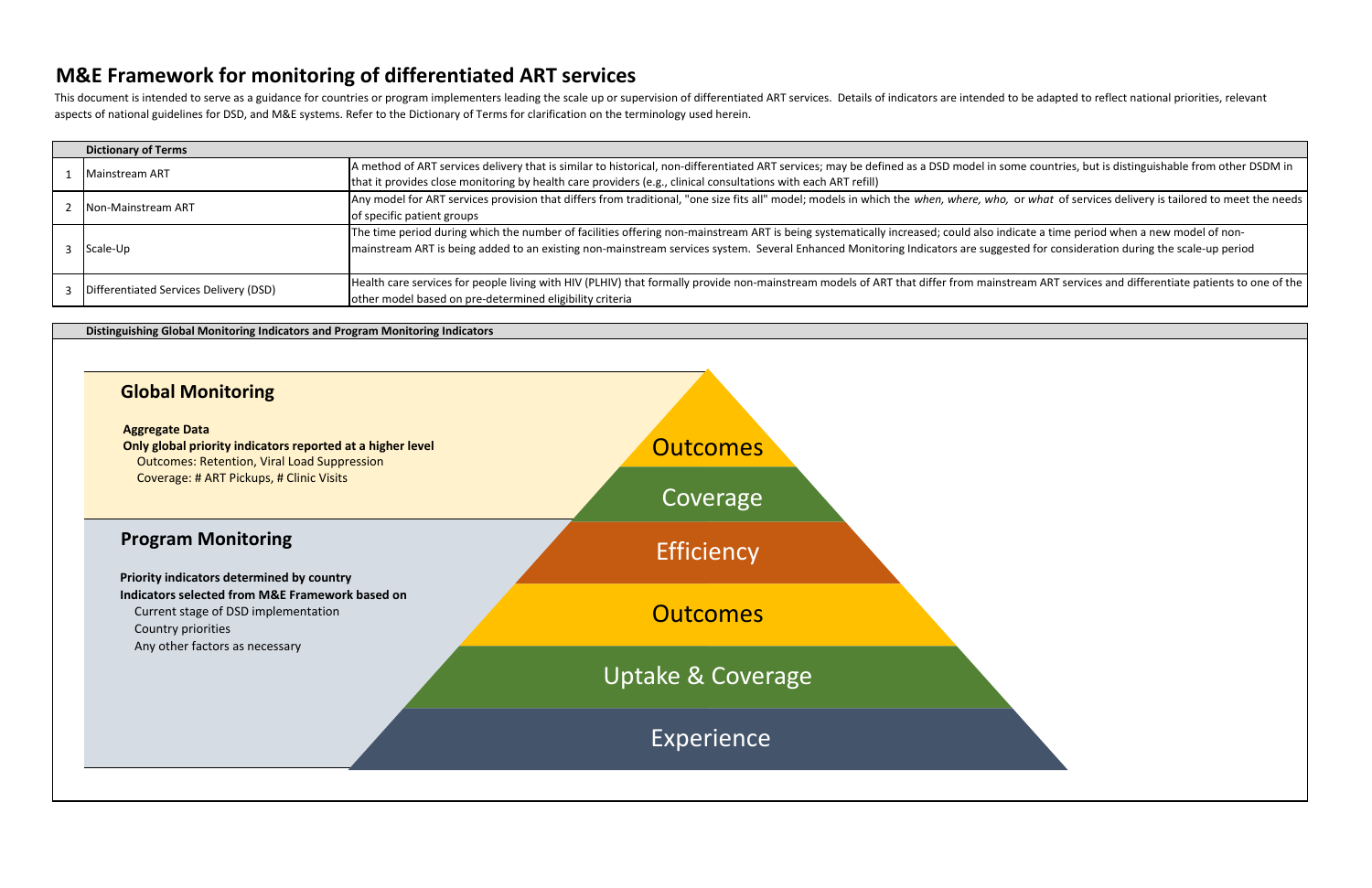# M&E Framework for monitoring of differentiated ART services

This document is intended to serve as a guidance for countries or program implementers leading the scale up or supervision of differentiated ART services. Details of indicators are intended to be adapted to reflect national priorities, relevant aspects of national guidelines for DSD, and M&E systems. Refer to the Dictionary of Terms for clarification on the terminology used herein.

| | Dictionary of Terms | |
|---|---|---|
| 1 | Mainstream ART | A method of ART services delivery that is similar to historical, non-differentiated ART services; may be defined as a DSD model in some countries, but is distinguishable from other DSDM in that it provides close monitoring by health care providers (e.g., clinical consultations with each ART refill) |
| 2 | Non-Mainstream ART | Any model for ART services provision that differs from traditional, "one size fits all" model; models in which the *when, where, who,* or *what* of services delivery is tailored to meet the needs of specific patient groups |
| 3 | Scale-Up | The time period during which the number of facilities offering non-mainstream ART is being systematically increased; could also indicate a time period when a new model of non-mainstream ART is being added to an existing non-mainstream services system. Several Enhanced Monitoring Indicators are suggested for consideration during the scale-up period |
| 3 | Differentiated Services Delivery (DSD) | Health care services for people living with HIV (PLHIV) that formally provide non-mainstream models of ART that differ from mainstream ART services and differentiate patients to one of the other model based on pre-determined eligibility criteria |

**Distinguishing Global Monitoring Indicators and Program Monitoring Indicators**

## Global Monitoring

**Aggregate Data**

**Only global priority indicators reported at a higher level**

- Outcomes: Retention, Viral Load Suppression
- Coverage: # ART Pickups, # Clinic Visits

## Program Monitoring

**Priority indicators determined by country**

**Indicators selected from M&E Framework based on**

- Current stage of DSD implementation
- Country priorities
- Any other factors as necessary

Outcomes

Coverage

Efficiency

Outcomes

Uptake & Coverage

Experience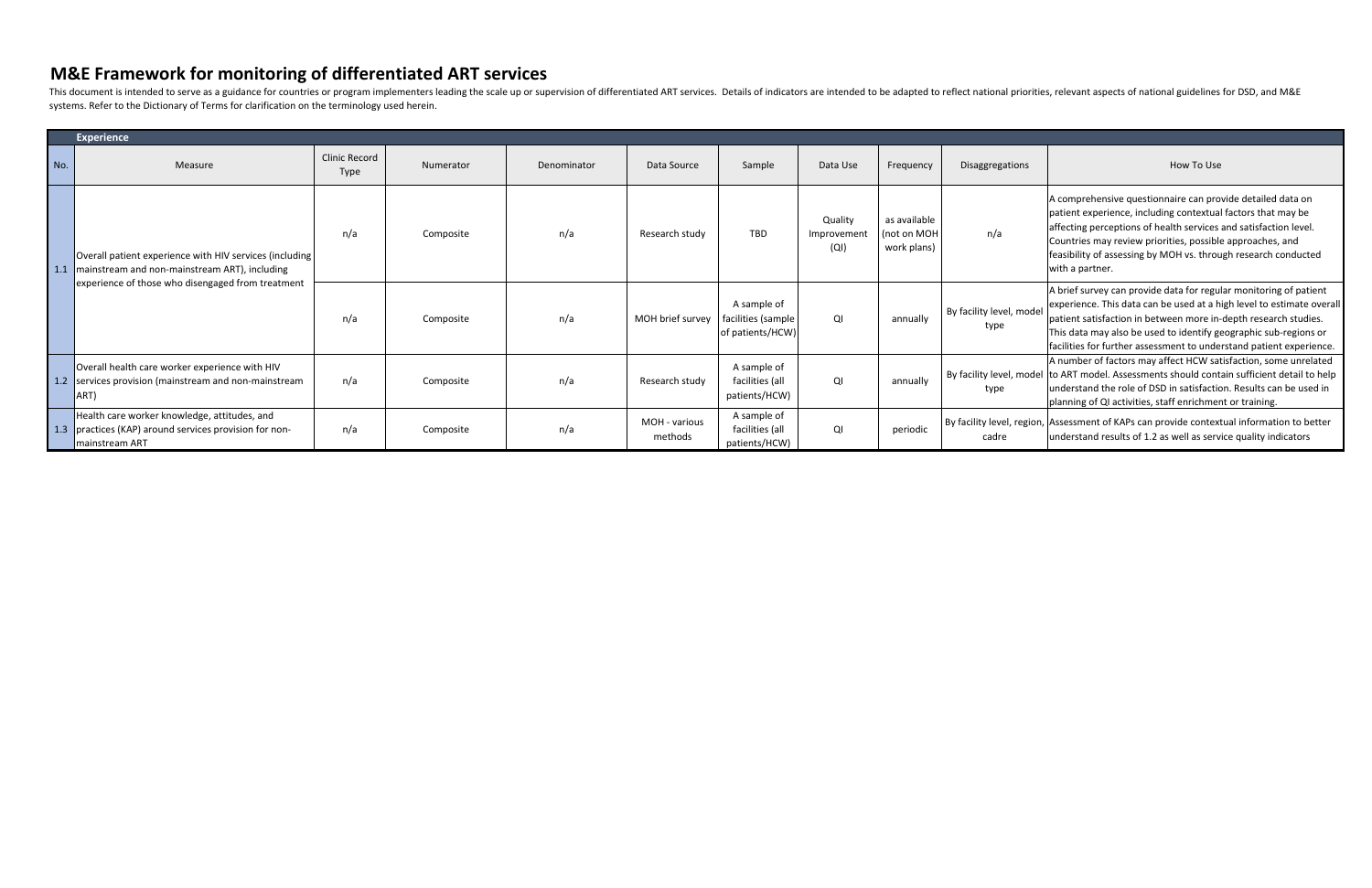## M&E Framework for monitoring of differentiated ART services

This document is intended to serve as a guidance for countries or program implementers leading the scale up or supervision of differentiated ART services. Details of indicators are intended to be adapted to reflect national priorities, relevant aspects of national guidelines for DSD, and M&E systems. Refer to the Dictionary of Terms for clarification on the terminology used herein.

| **Experience** | | | | | | | | | | |
|---|---|---|---|---|---|---|---|---|---|---|
| No. | Measure | Clinic Record Type | Numerator | Denominator | Data Source | Sample | Data Use | Frequency | Disaggregations | How To Use |
| 1.1 | Overall patient experience with HIV services (including mainstream and non-mainstream ART), including experience of those who disengaged from treatment | n/a | Composite | n/a | Research study | TBD | Quality Improvement (QI) | as available (not on MOH work plans) | n/a | A comprehensive questionnaire can provide detailed data on patient experience, including contextual factors that may be affecting perceptions of health services and satisfaction level. Countries may review priorities, possible approaches, and feasibility of assessing by MOH vs. through research conducted with a partner. |
| | | n/a | Composite | n/a | MOH brief survey | A sample of facilities (sample of patients/HCW) | QI | annually | By facility level, model type | A brief survey can provide data for regular monitoring of patient experience. This data can be used at a high level to estimate overall patient satisfaction in between more in-depth research studies. This data may also be used to identify geographic sub-regions or facilities for further assessment to understand patient experience. |
| 1.2 | Overall health care worker experience with HIV services provision (mainstream and non-mainstream ART) | n/a | Composite | n/a | Research study | A sample of facilities (all patients/HCW) | QI | annually | By facility level, model type | A number of factors may affect HCW satisfaction, some unrelated to ART model. Assessments should contain sufficient detail to help understand the role of DSD in satisfaction. Results can be used in planning of QI activities, staff enrichment or training. |
| 1.3 | Health care worker knowledge, attitudes, and practices (KAP) around services provision for non-mainstream ART | n/a | Composite | n/a | MOH - various methods | A sample of facilities (all patients/HCW) | QI | periodic | By facility level, region, cadre | Assessment of KAPs can provide contextual information to better understand results of 1.2 as well as service quality indicators |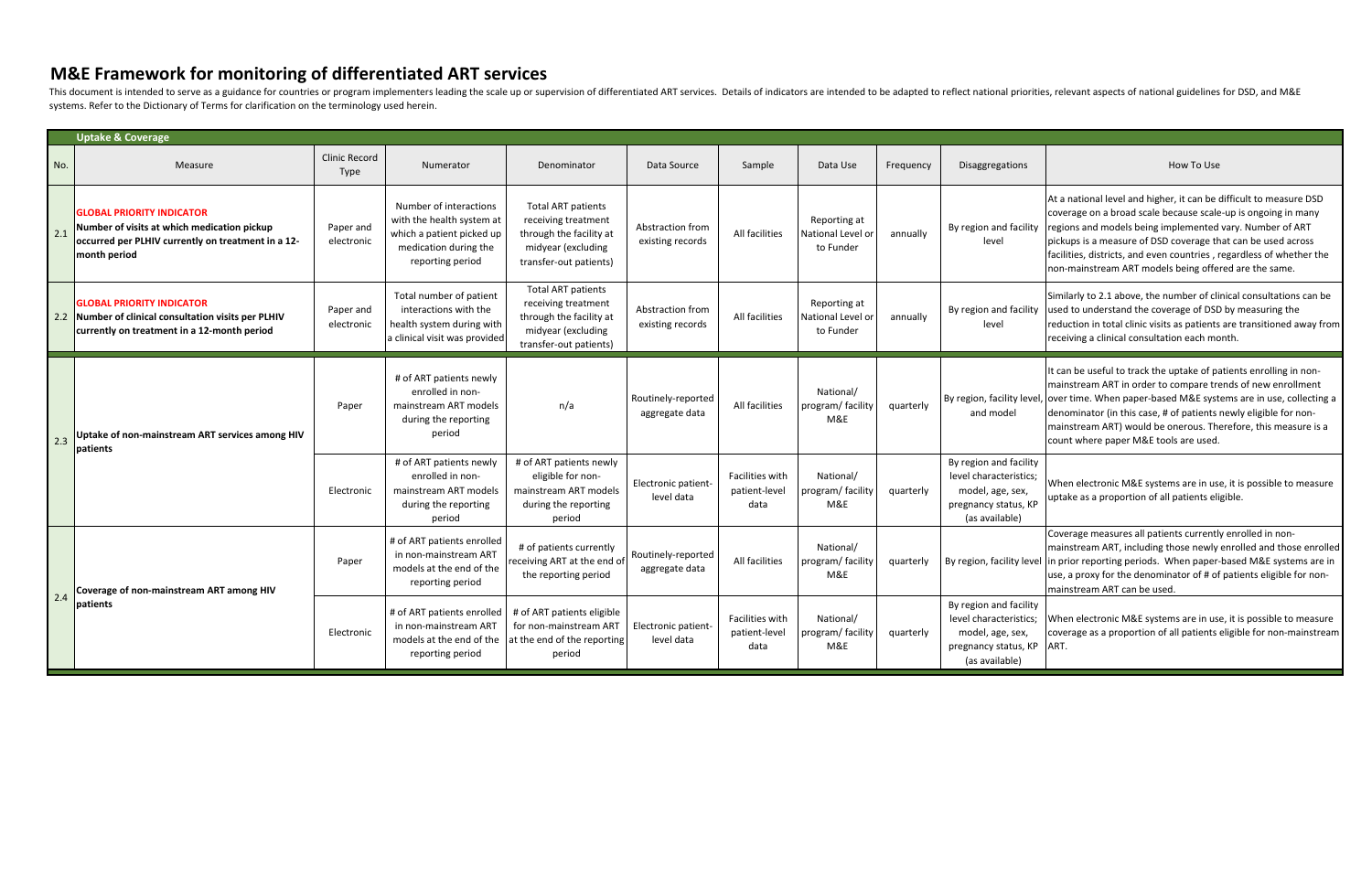# M&E Framework for monitoring of differentiated ART services

This document is intended to serve as a guidance for countries or program implementers leading the scale up or supervision of differentiated ART services. Details of indicators are intended to be adapted to reflect national priorities, relevant aspects of national guidelines for DSD, and M&E systems. Refer to the Dictionary of Terms for clarification on the terminology used herein.

| Uptake & Coverage | | | | | | | | | | |
|---|---|---|---|---|---|---|---|---|---|---|
| No. | Measure | Clinic Record Type | Numerator | Denominator | Data Source | Sample | Data Use | Frequency | Disaggregations | How To Use |
| 2.1 | **GLOBAL PRIORITY INDICATOR** **Number of visits at which medication pickup occurred per PLHIV currently on treatment in a 12-month period** | Paper and electronic | Number of interactions with the health system at which a patient picked up medication during the reporting period | Total ART patients receiving treatment through the facility at midyear (excluding transfer-out patients) | Abstraction from existing records | All facilities | Reporting at National Level or to Funder | annually | By region and facility level | At a national level and higher, it can be difficult to measure DSD coverage on a broad scale because scale-up is ongoing in many regions and models being implemented vary. Number of ART pickups is a measure of DSD coverage that can be used across facilities, districts, and even countries , regardless of whether the non-mainstream ART models being offered are the same. |
| 2.2 | **GLOBAL PRIORITY INDICATOR** **Number of clinical consultation visits per PLHIV currently on treatment in a 12-month period** | Paper and electronic | Total number of patient interactions with the health system during with a clinical visit was provided | Total ART patients receiving treatment through the facility at midyear (excluding transfer-out patients) | Abstraction from existing records | All facilities | Reporting at National Level or to Funder | annually | By region and facility level | Similarly to 2.1 above, the number of clinical consultations can be used to understand the coverage of DSD by measuring the reduction in total clinic visits as patients are transitioned away from receiving a clinical consultation each month. |
| 2.3 | **Uptake of non-mainstream ART services among HIV patients** | Paper | # of ART patients newly enrolled in non-mainstream ART models during the reporting period | n/a | Routinely-reported aggregate data | All facilities | National/ program/ facility M&E | quarterly | By region, facility level, and model | It can be useful to track the uptake of patients enrolling in non-mainstream ART in order to compare trends of new enrollment over time. When paper-based M&E systems are in use, collecting a denominator (in this case, # of patients newly eligible for non-mainstream ART) would be onerous. Therefore, this measure is a count where paper M&E tools are used. |
| | | Electronic | # of ART patients newly enrolled in non-mainstream ART models during the reporting period | # of ART patients newly eligible for non-mainstream ART models during the reporting period | Electronic patient-level data | Facilities with patient-level data | National/ program/ facility M&E | quarterly | By region and facility level characteristics; model, age, sex, pregnancy status, KP (as available) | When electronic M&E systems are in use, it is possible to measure uptake as a proportion of all patients eligible. |
| 2.4 | **Coverage of non-mainstream ART among HIV patients** | Paper | # of ART patients enrolled in non-mainstream ART models at the end of the reporting period | # of patients currently receiving ART at the end of the reporting period | Routinely-reported aggregate data | All facilities | National/ program/ facility M&E | quarterly | By region, facility level | Coverage measures all patients currently enrolled in non-mainstream ART, including those newly enrolled and those enrolled in prior reporting periods. When paper-based M&E systems are in use, a proxy for the denominator of # of patients eligible for non-mainstream ART can be used. |
| | | Electronic | # of ART patients enrolled in non-mainstream ART models at the end of the reporting period | # of ART patients eligible for non-mainstream ART at the end of the reporting period | Electronic patient-level data | Facilities with patient-level data | National/ program/ facility M&E | quarterly | By region and facility level characteristics; model, age, sex, pregnancy status, KP (as available) | When electronic M&E systems are in use, it is possible to measure coverage as a proportion of all patients eligible for non-mainstream ART. |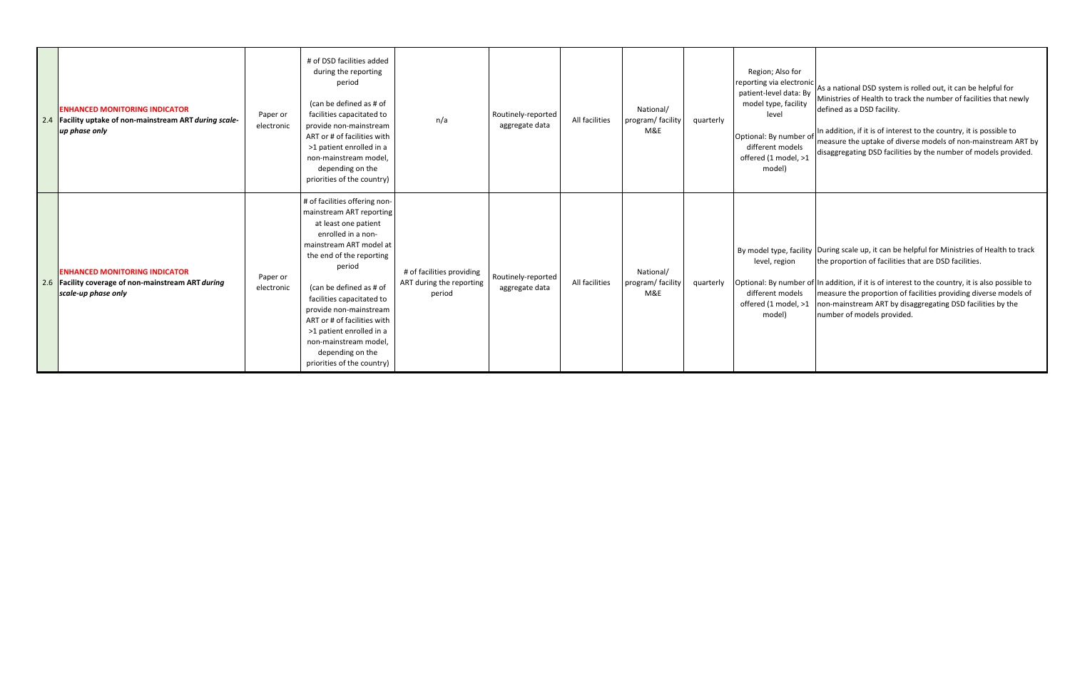| | | | | | | | | | | |
|---|---|---|---|---|---|---|---|---|---|---|
| 2.4 | **ENHANCED MONITORING INDICATOR** **Facility uptake of non-mainstream ART *during scale-up phase only*** | Paper or electronic | # of DSD facilities added during the reporting period (can be defined as # of facilities capacitated to provide non-mainstream ART or # of facilities with >1 patient enrolled in a non-mainstream model, depending on the priorities of the country) | n/a | Routinely-reported aggregate data | All facilities | National/ program/ facility M&E | quarterly | Region; Also for reporting via electronic patient-level data: By model type, facility level Optional: By number of different models offered (1 model, >1 model) | As a national DSD system is rolled out, it can be helpful for Ministries of Health to track the number of facilities that newly defined as a DSD facility. In addition, if it is of interest to the country, it is possible to measure the uptake of diverse models of non-mainstream ART by disaggregating DSD facilities by the number of models provided. |
| 2.6 | **ENHANCED MONITORING INDICATOR** **Facility coverage of non-mainstream ART *during scale-up phase only*** | Paper or electronic | # of facilities offering non-mainstream ART reporting at least one patient enrolled in a non-mainstream ART model at the end of the reporting period (can be defined as # of facilities capacitated to provide non-mainstream ART or # of facilities with >1 patient enrolled in a non-mainstream model, depending on the priorities of the country) | # of facilities providing ART during the reporting period | Routinely-reported aggregate data | All facilities | National/ program/ facility M&E | quarterly | By model type, facility level, region Optional: By number of different models offered (1 model, >1 model) | During scale up, it can be helpful for Ministries of Health to track the proportion of facilities that are DSD facilities. In addition, if it is of interest to the country, it is also possible to measure the proportion of facilities providing diverse models of non-mainstream ART by disaggregating DSD facilities by the number of models provided. |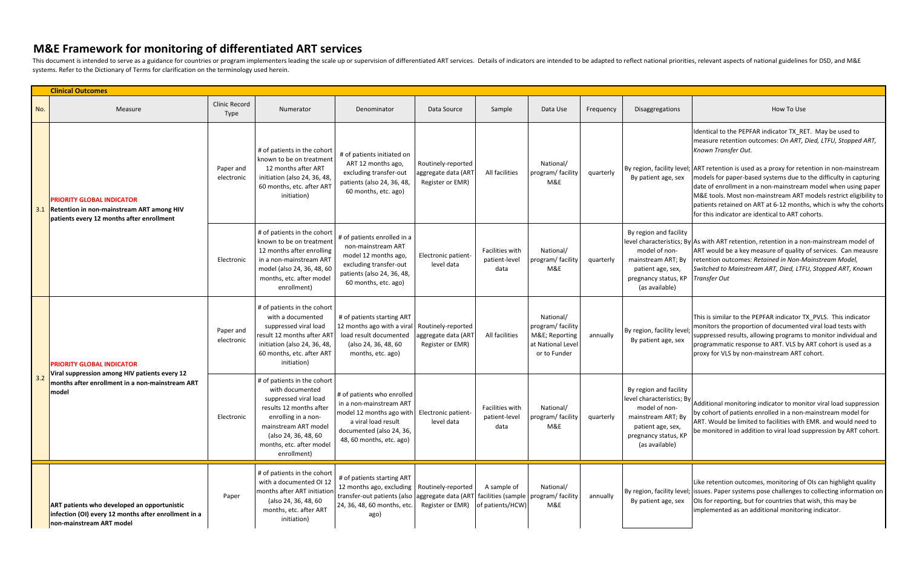# M&E Framework for monitoring of differentiated ART services

This document is intended to serve as a guidance for countries or program implementers leading the scale up or supervision of differentiated ART services. Details of indicators are intended to be adapted to reflect national priorities, relevant aspects of national guidelines for DSD, and M&E systems. Refer to the Dictionary of Terms for clarification on the terminology used herein.

**Clinical Outcomes**

| No. | Measure | Clinic Record Type | Numerator | Denominator | Data Source | Sample | Data Use | Frequency | Disaggregations | How To Use |
|---|---|---|---|---|---|---|---|---|---|---|
| 3.1 | **PRIORITY GLOBAL INDICATOR** **Retention in non-mainstream ART among HIV patients every 12 months after enrollment** | Paper and electronic | # of patients in the cohort known to be on treatment 12 months after ART initiation (also 24, 36, 48, 60 months, etc. after ART initiation) | # of patients initiated on ART 12 months ago, excluding transfer-out patients (also 24, 36, 48, 60 months, etc. ago) | Routinely-reported aggregate data (ART Register or EMR) | All facilities | National/ program/ facility M&E | quarterly | By region, facility level; By patient age, sex | Identical to the PEPFAR indicator TX_RET. May be used to measure retention outcomes: *On ART, Died, LTFU, Stopped ART, Known Transfer Out.* ART retention is used as a proxy for retention in non-mainstream models for paper-based systems due to the difficulty in capturing date of enrollment in a non-mainstream model when using paper M&E tools. Most non-mainstream ART models restrict eligibility to patients retained on ART at 6-12 months, which is why the cohorts for this indicator are identical to ART cohorts. |
| | | Electronic | # of patients in the cohort known to be on treatment 12 months after enrolling in a non-mainstream ART model (also 24, 36, 48, 60 months, etc. after model enrollment) | # of patients enrolled in a non-mainstream ART model 12 months ago, excluding transfer-out patients (also 24, 36, 48, 60 months, etc. ago) | Electronic patient-level data | Facilities with patient-level data | National/ program/ facility M&E | quarterly | By region and facility level characteristics; By model of non-mainstream ART; By patient age, sex, pregnancy status, KP (as available) | As with ART retention, retention in a non-mainstream model of ART would be a key measure of quality of services. Can measure retention outcomes: *Retained in Non-Mainstream Model, Switched to Mainstream ART, Died, LTFU, Stopped ART, Known Transfer Out* |
| 3.2 | **PRIORITY GLOBAL INDICATOR** **Viral suppression among HIV patients every 12 months after enrollment in a non-mainstream ART model** | Paper and electronic | # of patients in the cohort with a documented suppressed viral load result 12 months after ART initiation (also 24, 36, 48, 60 months, etc. after ART initiation) | # of patients starting ART 12 months ago with a viral load result documented (also 24, 36, 48, 60 months, etc. ago) | Routinely-reported aggregate data (ART Register or EMR) | All facilities | National/ program/ facility M&E; Reporting at National Level or to Funder | annually | By region, facility level; By patient age, sex | This is similar to the PEPFAR indicator TX_PVLS. This indicator monitors the proportion of documented viral load tests with suppressed results, allowing programs to monitor individual and programmatic response to ART. VLS by ART cohort is used as a proxy for VLS by non-mainstream ART cohort. |
| | | Electronic | # of patients in the cohort with documented suppressed viral load results 12 months after enrolling in a non-mainstream ART model (also 24, 36, 48, 60 months, etc. after model enrollment) | # of patients who enrolled in a non-mainstream ART model 12 months ago with a viral load result documented (also 24, 36, 48, 60 months, etc. ago) | Electronic patient-level data | Facilities with patient-level data | National/ program/ facility M&E | quarterly | By region and facility level characteristics; By model of non-mainstream ART; By patient age, sex, pregnancy status, KP (as available) | Additional monitoring indicator to monitor viral load suppression by cohort of patients enrolled in a non-mainstream model for ART. Would be limited to facilities with EMR. and would need to be monitored in addition to viral load suppression by ART cohort. |
| | **ART patients who developed an opportunistic infection (OI) every 12 months after enrollment in a non-mainstream ART model** | Paper | # of patients in the cohort with a documented OI 12 months after ART initiation (also 24, 36, 48, 60 months, etc. after ART initiation) | # of patients starting ART 12 months ago, excluding transfer-out patients (also 24, 36, 48, 60 months, etc. ago) | Routinely-reported aggregate data (ART Register or EMR) | A sample of facilities (sample of patients/HCW) | National/ program/ facility M&E | annually | By region, facility level; By patient age, sex | Like retention outcomes, monitoring of OIs can highlight quality issues. Paper systems pose challenges to collecting information on OIs for reporting, but for countries that wish, this may be implemented as an additional monitoring indicator. |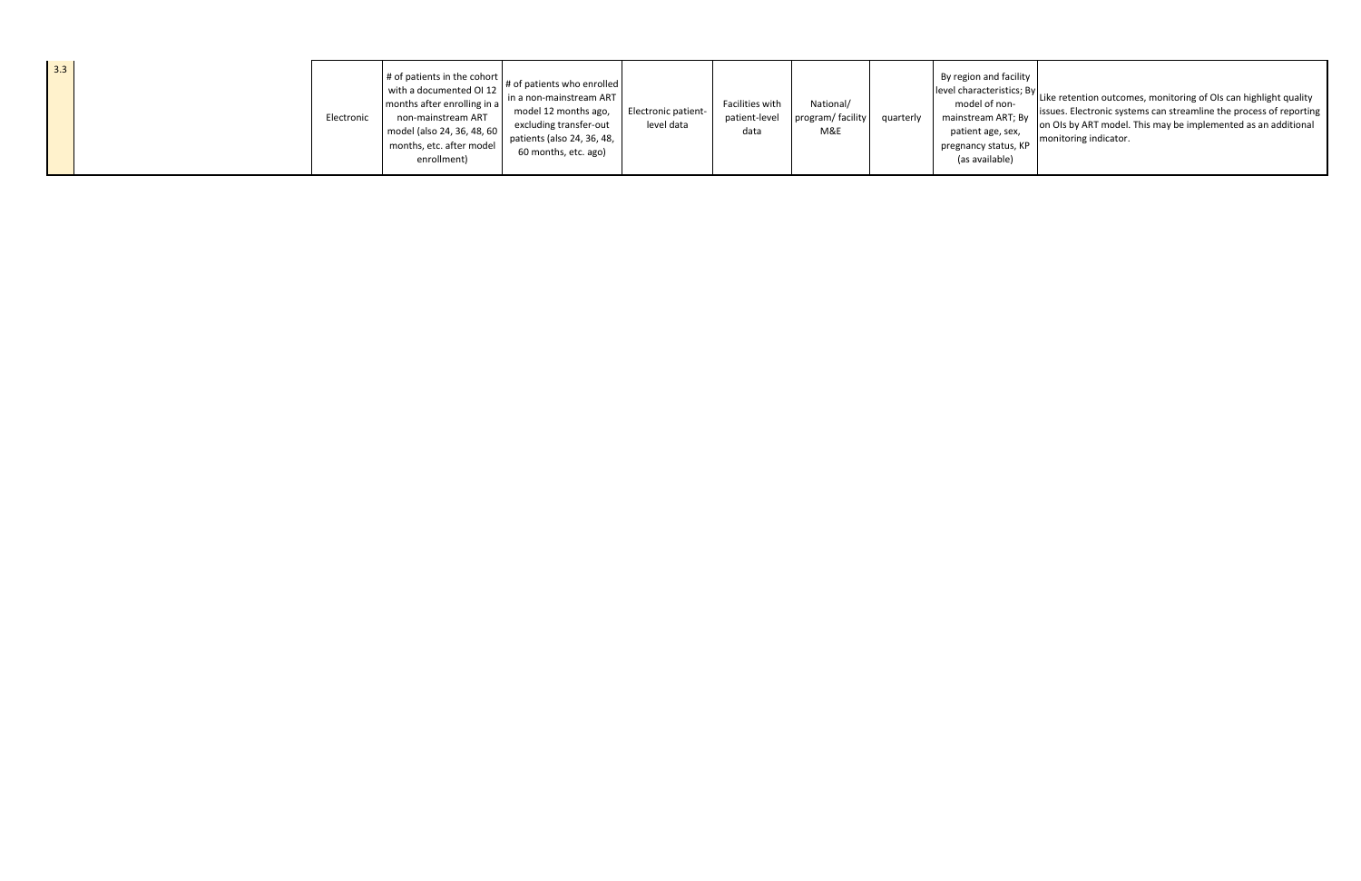| | | | | | | | | | | |
|---|---|---|---|---|---|---|---|---|---|---|
| 3.3 | | Electronic | # of patients in the cohort with a documented OI 12 months after enrolling in a non-mainstream ART model (also 24, 36, 48, 60 months, etc. after model enrollment) | # of patients who enrolled in a non-mainstream ART model 12 months ago, excluding transfer-out patients (also 24, 36, 48, 60 months, etc. ago) | Electronic patient-level data | Facilities with patient-level data | National/ program/ facility M&E | quarterly | By region and facility level characteristics; By model of non-mainstream ART; By patient age, sex, pregnancy status, KP (as available) | Like retention outcomes, monitoring of OIs can highlight quality issues. Electronic systems can streamline the process of reporting on OIs by ART model. This may be implemented as an additional monitoring indicator. |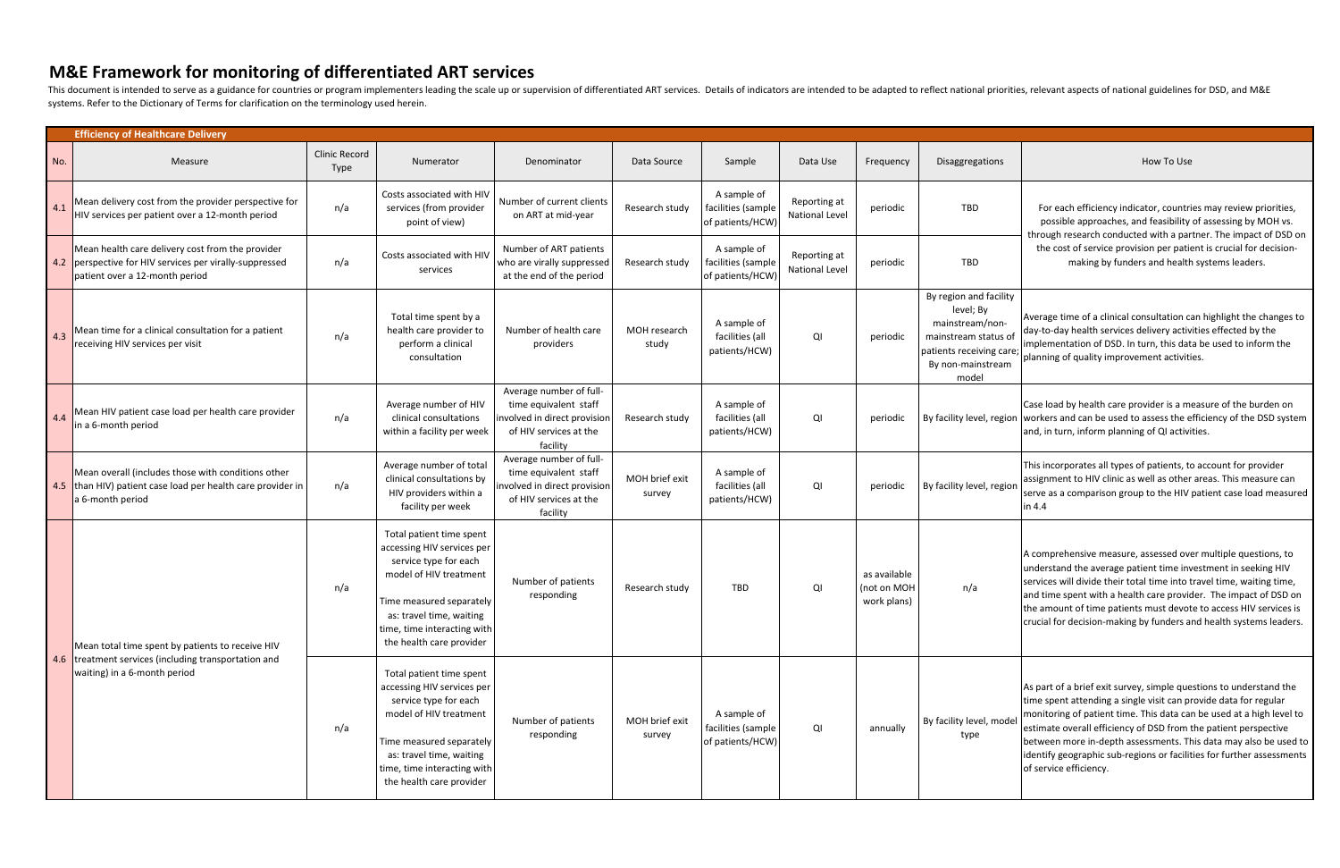# M&E Framework for monitoring of differentiated ART services

This document is intended to serve as a guidance for countries or program implementers leading the scale up or supervision of differentiated ART services. Details of indicators are intended to be adapted to reflect national priorities, relevant aspects of national guidelines for DSD, and M&E systems. Refer to the Dictionary of Terms for clarification on the terminology used herein.

**Efficiency of Healthcare Delivery**

| No. | Measure | Clinic Record Type | Numerator | Denominator | Data Source | Sample | Data Use | Frequency | Disaggregations | How To Use |
|---|---|---|---|---|---|---|---|---|---|---|
| 4.1 | Mean delivery cost from the provider perspective for HIV services per patient over a 12-month period | n/a | Costs associated with HIV services (from provider point of view) | Number of current clients on ART at mid-year | Research study | A sample of facilities (sample of patients/HCW) | Reporting at National Level | periodic | TBD | For each efficiency indicator, countries may review priorities, possible approaches, and feasibility of assessing by MOH vs. through research conducted with a partner. The impact of DSD on the cost of service provision per patient is crucial for decision-making by funders and health systems leaders. |
| 4.2 | Mean health care delivery cost from the provider perspective for HIV services per virally-suppressed patient over a 12-month period | n/a | Costs associated with HIV services | Number of ART patients who are virally suppressed at the end of the period | Research study | A sample of facilities (sample of patients/HCW) | Reporting at National Level | periodic | TBD | |
| 4.3 | Mean time for a clinical consultation for a patient receiving HIV services per visit | n/a | Total time spent by a health care provider to perform a clinical consultation | Number of health care providers | MOH research study | A sample of facilities (all patients/HCW) | QI | periodic | By region and facility level; By mainstream/non-mainstream status of patients receiving care; By non-mainstream model | Average time of a clinical consultation can highlight the changes to day-to-day health services delivery activities effected by the implementation of DSD. In turn, this data be used to inform the planning of quality improvement activities. |
| 4.4 | Mean HIV patient case load per health care provider in a 6-month period | n/a | Average number of HIV clinical consultations within a facility per week | Average number of full-time equivalent staff involved in direct provision of HIV services at the facility | Research study | A sample of facilities (all patients/HCW) | QI | periodic | By facility level, region | Case load by health care provider is a measure of the burden on workers and can be used to assess the efficiency of the DSD system and, in turn, inform planning of QI activities. |
| 4.5 | Mean overall (includes those with conditions other than HIV) patient case load per health care provider in a 6-month period | n/a | Average number of total clinical consultations by HIV providers within a facility per week | Average number of full-time equivalent staff involved in direct provision of HIV services at the facility | MOH brief exit survey | A sample of facilities (all patients/HCW) | QI | periodic | By facility level, region | This incorporates all types of patients, to account for provider assignment to HIV clinic as well as other areas. This measure can serve as a comparison group to the HIV patient case load measured in 4.4 |
| 4.6 | Mean total time spent by patients to receive HIV treatment services (including transportation and waiting) in a 6-month period | n/a | Total patient time spent accessing HIV services per service type for each model of HIV treatment<br><br>Time measured separately as: travel time, waiting time, time interacting with the health care provider | Number of patients responding | Research study | TBD | QI | as available (not on MOH work plans) | n/a | A comprehensive measure, assessed over multiple questions, to understand the average patient time investment in seeking HIV services will divide their total time into travel time, waiting time, and time spent with a health care provider. The impact of DSD on the amount of time patients must devote to access HIV services is crucial for decision-making by funders and health systems leaders. |
| | | n/a | Total patient time spent accessing HIV services per service type for each model of HIV treatment<br><br>Time measured separately as: travel time, waiting time, time interacting with the health care provider | Number of patients responding | MOH brief exit survey | A sample of facilities (sample of patients/HCW) | QI | annually | By facility level, model type | As part of a brief exit survey, simple questions to understand the time spent attending a single visit can provide data for regular monitoring of patient time. This data can be used at a high level to estimate overall efficiency of DSD from the patient perspective between more in-depth assessments. This data may also be used to identify geographic sub-regions or facilities for further assessments of service efficiency. |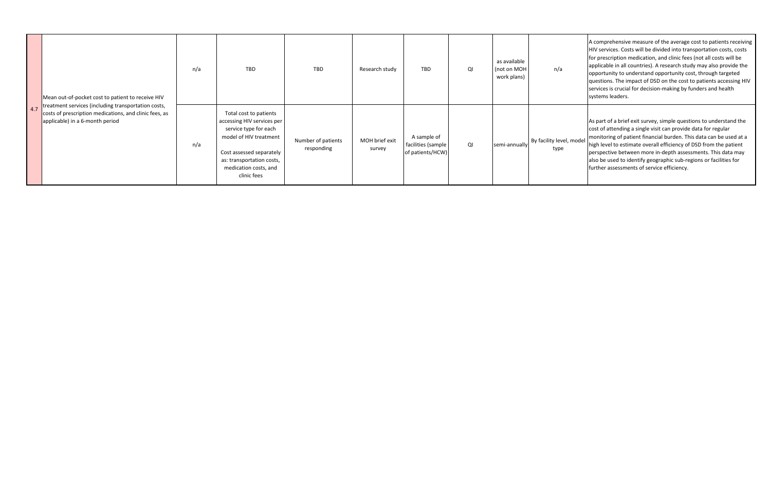| | | | | | | | | | | |
|---|---|---|---|---|---|---|---|---|---|---|
| 4.7 | Mean out-of-pocket cost to patient to receive HIV treatment services (including transportation costs, costs of prescription medications, and clinic fees, as applicable) in a 6-month period | n/a | TBD | TBD | Research study | TBD | QI | as available (not on MOH work plans) | n/a | A comprehensive measure of the average cost to patients receiving HIV services. Costs will be divided into transportation costs, costs for prescription medication, and clinic fees (not all costs will be applicable in all countries). A research study may also provide the opportunity to understand opportunity cost, through targeted questions. The impact of DSD on the cost to patients accessing HIV services is crucial for decision-making by funders and health systems leaders. |
| | | n/a | Total cost to patients accessing HIV services per service type for each model of HIV treatment<br><br>Cost assessed separately as: transportation costs, medication costs, and clinic fees | Number of patients responding | MOH brief exit survey | A sample of facilities (sample of patients/HCW) | QI | semi-annually | By facility level, model type | As part of a brief exit survey, simple questions to understand the cost of attending a single visit can provide data for regular monitoring of patient financial burden. This data can be used at a high level to estimate overall efficiency of DSD from the patient perspective between more in-depth assessments. This data may also be used to identify geographic sub-regions or facilities for further assessments of service efficiency. |